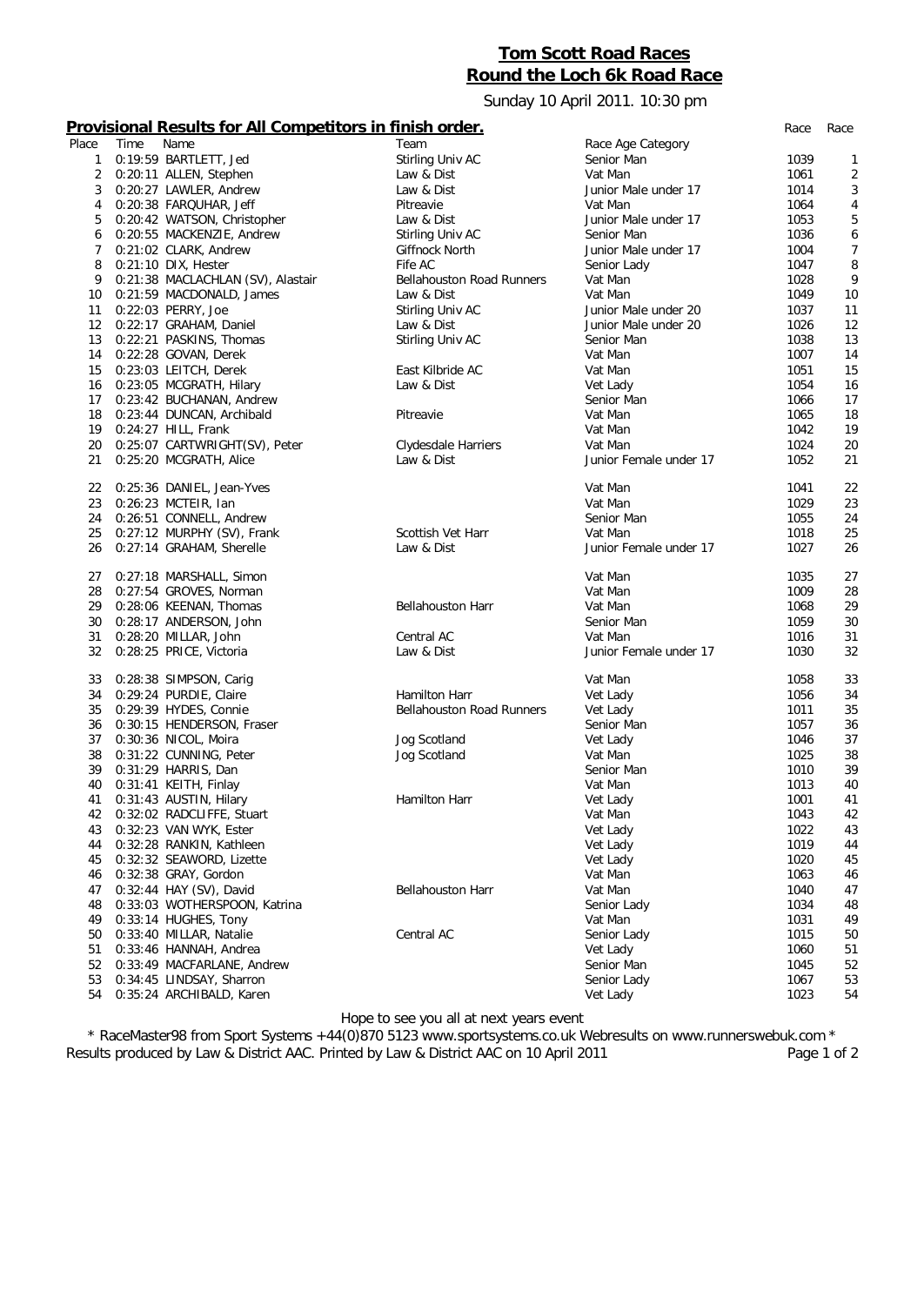# Tom Scott Road Races

## Round the Loch 6k Road Race

Sunday 10 April 2011. 10:30 pm

### Provisional Results for All Competitors in finish order.

| Place | Time | Name | Team | Race Age Category | Race | Race |
|---|---|---|---|---|---|---|
| 1 | 0:19:59 | BARTLETT, Jed | Stirling Univ AC | Senior Man | 1039 | 1 |
| 2 | 0:20:11 | ALLEN, Stephen | Law & Dist | Vat Man | 1061 | 2 |
| 3 | 0:20:27 | LAWLER, Andrew | Law & Dist | Junior Male under 17 | 1014 | 3 |
| 4 | 0:20:38 | FARQUHAR, Jeff | Pitreavie | Vat Man | 1064 | 4 |
| 5 | 0:20:42 | WATSON, Christopher | Law & Dist | Junior Male under 17 | 1053 | 5 |
| 6 | 0:20:55 | MACKENZIE, Andrew | Stirling Univ AC | Senior Man | 1036 | 6 |
| 7 | 0:21:02 | CLARK, Andrew | Giffnock North | Junior Male under 17 | 1004 | 7 |
| 8 | 0:21:10 | DIX, Hester | Fife AC | Senior Lady | 1047 | 8 |
| 9 | 0:21:38 | MACLACHLAN (SV), Alastair | Bellahouston Road Runners | Vat Man | 1028 | 9 |
| 10 | 0:21:59 | MACDONALD, James | Law & Dist | Vat Man | 1049 | 10 |
| 11 | 0:22:03 | PERRY, Joe | Stirling Univ AC | Junior Male under 20 | 1037 | 11 |
| 12 | 0:22:17 | GRAHAM, Daniel | Law & Dist | Junior Male under 20 | 1026 | 12 |
| 13 | 0:22:21 | PASKINS, Thomas | Stirling Univ AC | Senior Man | 1038 | 13 |
| 14 | 0:22:28 | GOVAN, Derek | | Vat Man | 1007 | 14 |
| 15 | 0:23:03 | LEITCH, Derek | East Kilbride AC | Vat Man | 1051 | 15 |
| 16 | 0:23:05 | MCGRATH, Hilary | Law & Dist | Vet Lady | 1054 | 16 |
| 17 | 0:23:42 | BUCHANAN, Andrew | | Senior Man | 1066 | 17 |
| 18 | 0:23:44 | DUNCAN, Archibald | Pitreavie | Vat Man | 1065 | 18 |
| 19 | 0:24:27 | HILL, Frank | | Vat Man | 1042 | 19 |
| 20 | 0:25:07 | CARTWRIGHT(SV), Peter | Clydesdale Harriers | Vat Man | 1024 | 20 |
| 21 | 0:25:20 | MCGRATH, Alice | Law & Dist | Junior Female under 17 | 1052 | 21 |
| 22 | 0:25:36 | DANIEL, Jean-Yves | | Vat Man | 1041 | 22 |
| 23 | 0:26:23 | MCTEIR, Ian | | Vat Man | 1029 | 23 |
| 24 | 0:26:51 | CONNELL, Andrew | | Senior Man | 1055 | 24 |
| 25 | 0:27:12 | MURPHY (SV), Frank | Scottish Vet Harr | Vat Man | 1018 | 25 |
| 26 | 0:27:14 | GRAHAM, Sherelle | Law & Dist | Junior Female under 17 | 1027 | 26 |
| 27 | 0:27:18 | MARSHALL, Simon | | Vat Man | 1035 | 27 |
| 28 | 0:27:54 | GROVES, Norman | | Vat Man | 1009 | 28 |
| 29 | 0:28:06 | KEENAN, Thomas | Bellahouston Harr | Vat Man | 1068 | 29 |
| 30 | 0:28:17 | ANDERSON, John | | Senior Man | 1059 | 30 |
| 31 | 0:28:20 | MILLAR, John | Central AC | Vat Man | 1016 | 31 |
| 32 | 0:28:25 | PRICE, Victoria | Law & Dist | Junior Female under 17 | 1030 | 32 |
| 33 | 0:28:38 | SIMPSON, Carig | | Vat Man | 1058 | 33 |
| 34 | 0:29:24 | PURDIE, Claire | Hamilton Harr | Vet Lady | 1056 | 34 |
| 35 | 0:29:39 | HYDES, Connie | Bellahouston Road Runners | Vet Lady | 1011 | 35 |
| 36 | 0:30:15 | HENDERSON, Fraser | | Senior Man | 1057 | 36 |
| 37 | 0:30:36 | NICOL, Moira | Jog Scotland | Vet Lady | 1046 | 37 |
| 38 | 0:31:22 | CUNNING, Peter | Jog Scotland | Vat Man | 1025 | 38 |
| 39 | 0:31:29 | HARRIS, Dan | | Senior Man | 1010 | 39 |
| 40 | 0:31:41 | KEITH, Finlay | | Vat Man | 1013 | 40 |
| 41 | 0:31:43 | AUSTIN, Hilary | Hamilton Harr | Vet Lady | 1001 | 41 |
| 42 | 0:32:02 | RADCLIFFE, Stuart | | Vat Man | 1043 | 42 |
| 43 | 0:32:23 | VAN WYK, Ester | | Vet Lady | 1022 | 43 |
| 44 | 0:32:28 | RANKIN, Kathleen | | Vet Lady | 1019 | 44 |
| 45 | 0:32:32 | SEAWORD, Lizette | | Vet Lady | 1020 | 45 |
| 46 | 0:32:38 | GRAY, Gordon | | Vat Man | 1063 | 46 |
| 47 | 0:32:44 | HAY (SV), David | Bellahouston Harr | Vat Man | 1040 | 47 |
| 48 | 0:33:03 | WOTHERSPOON, Katrina | | Senior Lady | 1034 | 48 |
| 49 | 0:33:14 | HUGHES, Tony | | Vat Man | 1031 | 49 |
| 50 | 0:33:40 | MILLAR, Natalie | Central AC | Senior Lady | 1015 | 50 |
| 51 | 0:33:46 | HANNAH, Andrea | | Vet Lady | 1060 | 51 |
| 52 | 0:33:49 | MACFARLANE, Andrew | | Senior Man | 1045 | 52 |
| 53 | 0:34:45 | LINDSAY, Sharron | | Senior Lady | 1067 | 53 |
| 54 | 0:35:24 | ARCHIBALD, Karen | | Vet Lady | 1023 | 54 |

Hope to see you all at next years event

\* RaceMaster98 from Sport Systems +44(0)870 5123 www.sportsystems.co.uk Webresults on www.runnerswebuk.com \*

Results produced by Law & District AAC. Printed by Law & District AAC on 10 April 2011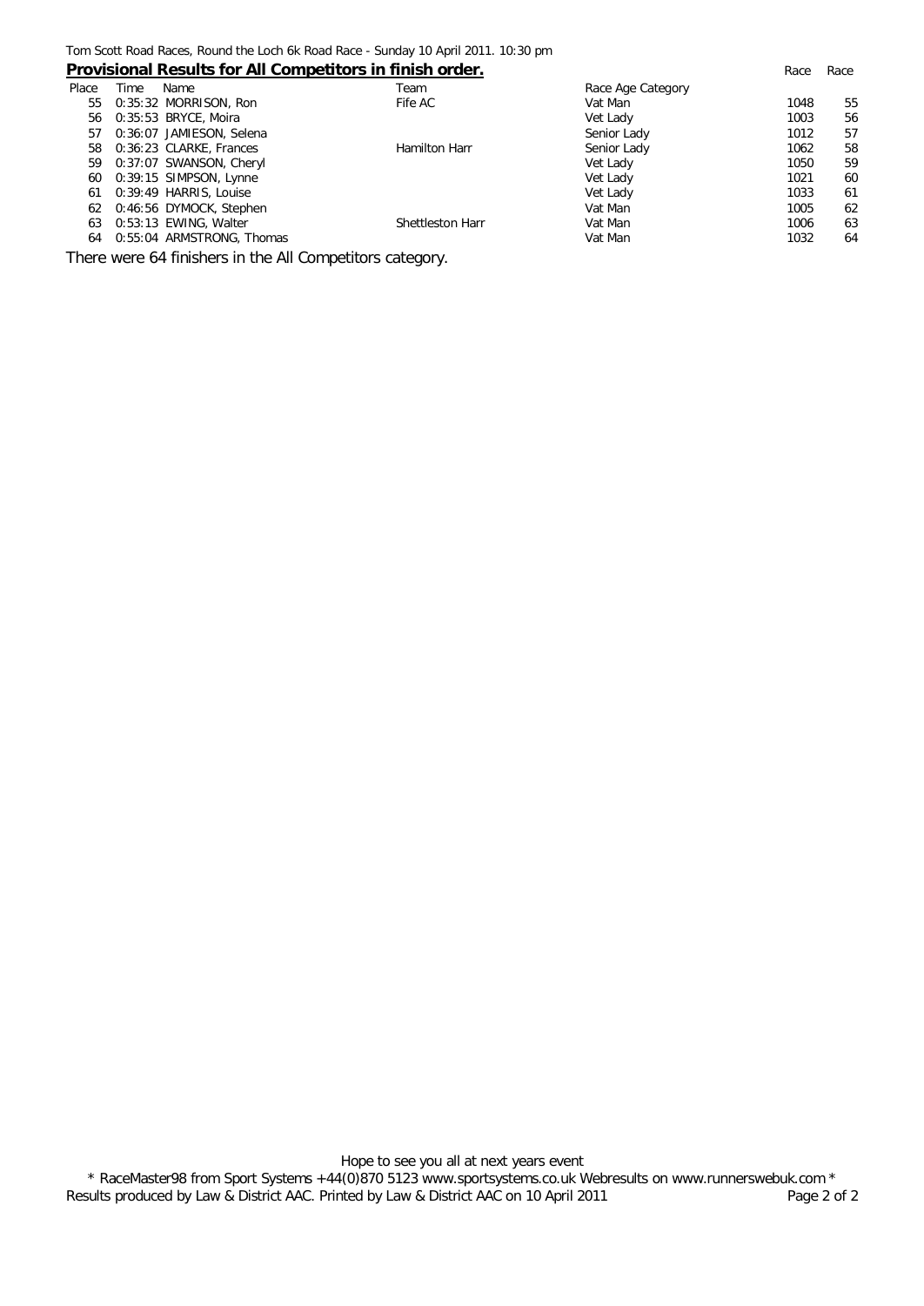Tom Scott Road Races, Round the Loch 6k Road Race - Sunday 10 April 2011. 10:30 pm

**Provisional Results for All Competitors in finish order.**

| Place | Time | Name | Team | Race Age Category | Race | Race |
|---|---|---|---|---|---|---|
| 55 | 0:35:32 | MORRISON, Ron | Fife AC | Vat Man | 1048 | 55 |
| 56 | 0:35:53 | BRYCE, Moira | | Vet Lady | 1003 | 56 |
| 57 | 0:36:07 | JAMIESON, Selena | | Senior Lady | 1012 | 57 |
| 58 | 0:36:23 | CLARKE, Frances | Hamilton Harr | Senior Lady | 1062 | 58 |
| 59 | 0:37:07 | SWANSON, Cheryl | | Vet Lady | 1050 | 59 |
| 60 | 0:39:15 | SIMPSON, Lynne | | Vet Lady | 1021 | 60 |
| 61 | 0:39:49 | HARRIS, Louise | | Vet Lady | 1033 | 61 |
| 62 | 0:46:56 | DYMOCK, Stephen | | Vat Man | 1005 | 62 |
| 63 | 0:53:13 | EWING, Walter | Shettleston Harr | Vat Man | 1006 | 63 |
| 64 | 0:55:04 | ARMSTRONG, Thomas | | Vat Man | 1032 | 64 |

There were 64 finishers in the All Competitors category.

Hope to see you all at next years event

* RaceMaster98 from Sport Systems +44(0)870 5123 www.sportsystems.co.uk Webresults on www.runnerswebuk.com *

Results produced by Law & District AAC. Printed by Law & District AAC on 10 April 2011